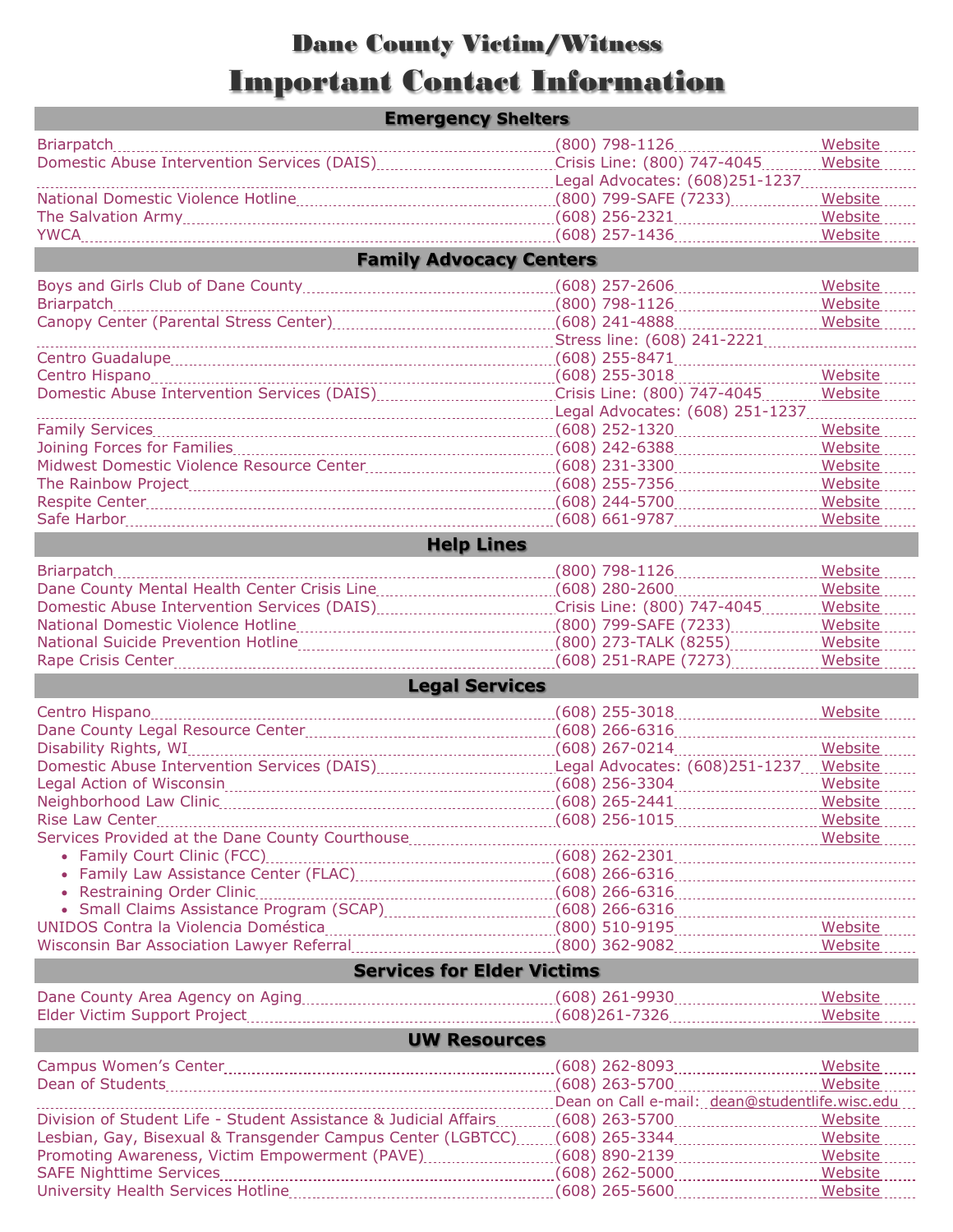# Dane County Victim/Witness
# Important Contact Information

## Emergency Shelters

| Organization | Phone | Link |
|---|---|---|
| Briarpatch | (800) 798-1126 | Website |
| Domestic Abuse Intervention Services (DAIS) | Crisis Line: (800) 747-4045 | Website |
| | Legal Advocates: (608)251-1237 | |
| National Domestic Violence Hotline | (800) 799-SAFE (7233) | Website |
| The Salvation Army | (608) 256-2321 | Website |
| YWCA | (608) 257-1436 | Website |

## Family Advocacy Centers

| Organization | Phone | Link |
|---|---|---|
| Boys and Girls Club of Dane County | (608) 257-2606 | Website |
| Briarpatch | (800) 798-1126 | Website |
| Canopy Center (Parental Stress Center) | (608) 241-4888 | Website |
| | Stress line: (608) 241-2221 | |
| Centro Guadalupe | (608) 255-8471 | |
| Centro Hispano | (608) 255-3018 | Website |
| Domestic Abuse Intervention Services (DAIS) | Crisis Line: (800) 747-4045 | Website |
| | Legal Advocates: (608) 251-1237 | |
| Family Services | (608) 252-1320 | Website |
| Joining Forces for Families | (608) 242-6388 | Website |
| Midwest Domestic Violence Resource Center | (608) 231-3300 | Website |
| The Rainbow Project | (608) 255-7356 | Website |
| Respite Center | (608) 244-5700 | Website |
| Safe Harbor | (608) 661-9787 | Website |

## Help Lines

| Organization | Phone | Link |
|---|---|---|
| Briarpatch | (800) 798-1126 | Website |
| Dane County Mental Health Center Crisis Line | (608) 280-2600 | Website |
| Domestic Abuse Intervention Services (DAIS) | Crisis Line: (800) 747-4045 | Website |
| National Domestic Violence Hotline | (800) 799-SAFE (7233) | Website |
| National Suicide Prevention Hotline | (800) 273-TALK (8255) | Website |
| Rape Crisis Center | (608) 251-RAPE (7273) | Website |

## Legal Services

| Organization | Phone | Link |
|---|---|---|
| Centro Hispano | (608) 255-3018 | Website |
| Dane County Legal Resource Center | (608) 266-6316 | |
| Disability Rights, WI | (608) 267-0214 | Website |
| Domestic Abuse Intervention Services (DAIS) | Legal Advocates: (608)251-1237 | Website |
| Legal Action of Wisconsin | (608) 256-3304 | Website |
| Neighborhood Law Clinic | (608) 265-2441 | Website |
| Rise Law Center | (608) 256-1015 | Website |
| Services Provided at the Dane County Courthouse | | Website |
| • Family Court Clinic (FCC) | (608) 262-2301 | |
| • Family Law Assistance Center (FLAC) | (608) 266-6316 | |
| • Restraining Order Clinic | (608) 266-6316 | |
| • Small Claims Assistance Program (SCAP) | (608) 266-6316 | |
| UNIDOS Contra la Violencia Doméstica | (800) 510-9195 | Website |
| Wisconsin Bar Association Lawyer Referral | (800) 362-9082 | Website |

## Services for Elder Victims

| Organization | Phone | Link |
|---|---|---|
| Dane County Area Agency on Aging | (608) 261-9930 | Website |
| Elder Victim Support Project | (608)261-7326 | Website |

## UW Resources

| Organization | Phone | Link |
|---|---|---|
| Campus Women's Center | (608) 262-8093 | Website |
| Dean of Students | (608) 263-5700 | Website |
| | Dean on Call e-mail: dean@studentlife.wisc.edu | |
| Division of Student Life - Student Assistance & Judicial Affairs | (608) 263-5700 | Website |
| Lesbian, Gay, Bisexual & Transgender Campus Center (LGBTCC) | (608) 265-3344 | Website |
| Promoting Awareness, Victim Empowerment (PAVE) | (608) 890-2139 | Website |
| SAFE Nighttime Services | (608) 262-5000 | Website |
| University Health Services Hotline | (608) 265-5600 | Website |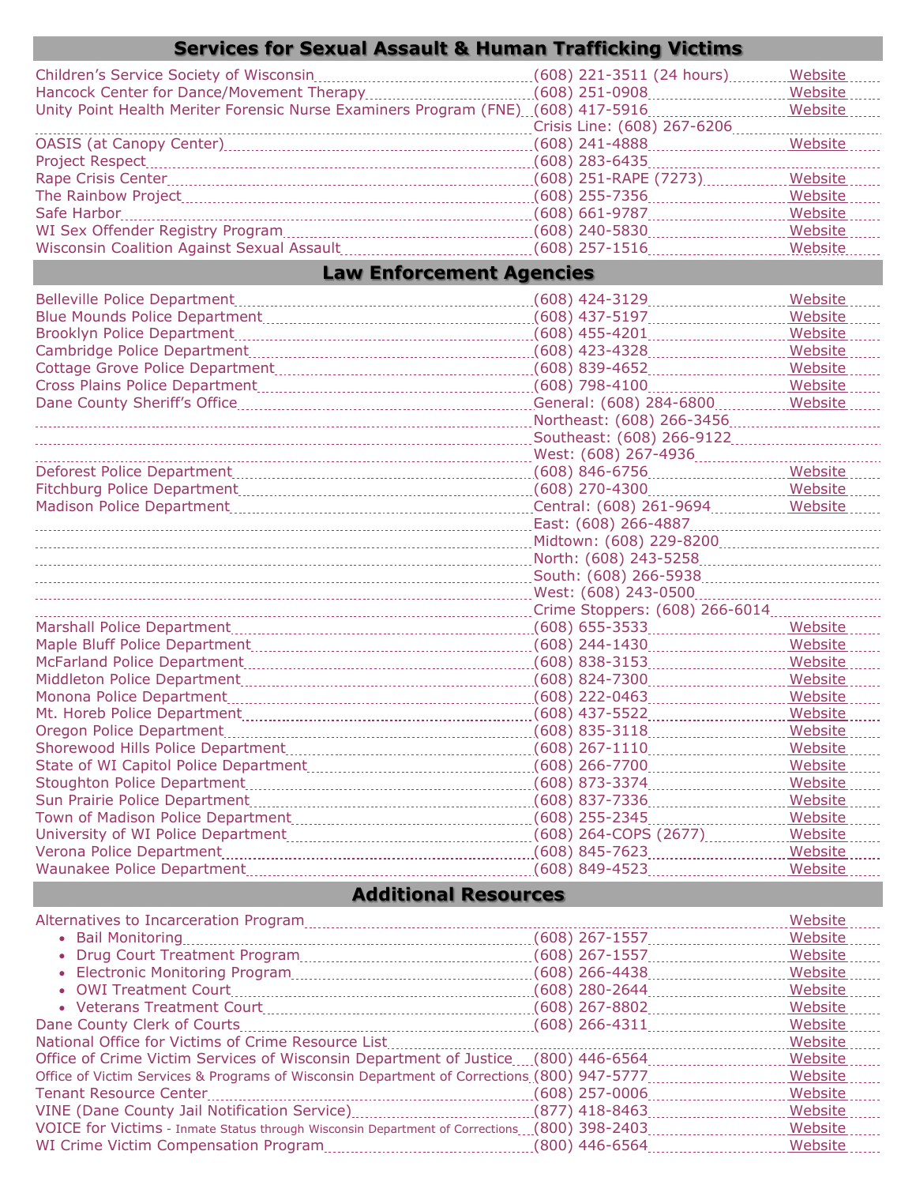## Services for Sexual Assault & Human Trafficking Victims

| | | |
|---|---|---|
| Children's Service Society of Wisconsin | (608) 221-3511 (24 hours) | Website |
| Hancock Center for Dance/Movement Therapy | (608) 251-0908 | Website |
| Unity Point Health Meriter Forensic Nurse Examiners Program (FNE) | (608) 417-5916 | Website |
| | Crisis Line: (608) 267-6206 | |
| OASIS (at Canopy Center) | (608) 241-4888 | Website |
| Project Respect | (608) 283-6435 | |
| Rape Crisis Center | (608) 251-RAPE (7273) | Website |
| The Rainbow Project | (608) 255-7356 | Website |
| Safe Harbor | (608) 661-9787 | Website |
| WI Sex Offender Registry Program | (608) 240-5830 | Website |
| Wisconsin Coalition Against Sexual Assault | (608) 257-1516 | Website |

## Law Enforcement Agencies

| | | |
|---|---|---|
| Belleville Police Department | (608) 424-3129 | Website |
| Blue Mounds Police Department | (608) 437-5197 | Website |
| Brooklyn Police Department | (608) 455-4201 | Website |
| Cambridge Police Department | (608) 423-4328 | Website |
| Cottage Grove Police Department | (608) 839-4652 | Website |
| Cross Plains Police Department | (608) 798-4100 | Website |
| Dane County Sheriff's Office | General: (608) 284-6800 | Website |
| | Northeast: (608) 266-3456 | |
| | Southeast: (608) 266-9122 | |
| | West: (608) 267-4936 | |
| Deforest Police Department | (608) 846-6756 | Website |
| Fitchburg Police Department | (608) 270-4300 | Website |
| Madison Police Department | Central: (608) 261-9694 | Website |
| | East: (608) 266-4887 | |
| | Midtown: (608) 229-8200 | |
| | North: (608) 243-5258 | |
| | South: (608) 266-5938 | |
| | West: (608) 243-0500 | |
| | Crime Stoppers: (608) 266-6014 | |
| Marshall Police Department | (608) 655-3533 | Website |
| Maple Bluff Police Department | (608) 244-1430 | Website |
| McFarland Police Department | (608) 838-3153 | Website |
| Middleton Police Department | (608) 824-7300 | Website |
| Monona Police Department | (608) 222-0463 | Website |
| Mt. Horeb Police Department | (608) 437-5522 | Website |
| Oregon Police Department | (608) 835-3118 | Website |
| Shorewood Hills Police Department | (608) 267-1110 | Website |
| State of WI Capitol Police Department | (608) 266-7700 | Website |
| Stoughton Police Department | (608) 873-3374 | Website |
| Sun Prairie Police Department | (608) 837-7336 | Website |
| Town of Madison Police Department | (608) 255-2345 | Website |
| University of WI Police Department | (608) 264-COPS (2677) | Website |
| Verona Police Department | (608) 845-7623 | Website |
| Waunakee Police Department | (608) 849-4523 | Website |

## Additional Resources

| | | |
|---|---|---|
| Alternatives to Incarceration Program | | Website |
| • Bail Monitoring | (608) 267-1557 | Website |
| • Drug Court Treatment Program | (608) 267-1557 | Website |
| • Electronic Monitoring Program | (608) 266-4438 | Website |
| • OWI Treatment Court | (608) 280-2644 | Website |
| • Veterans Treatment Court | (608) 267-8802 | Website |
| Dane County Clerk of Courts | (608) 266-4311 | Website |
| National Office for Victims of Crime Resource List | | Website |
| Office of Crime Victim Services of Wisconsin Department of Justice | (800) 446-6564 | Website |
| Office of Victim Services & Programs of Wisconsin Department of Corrections | (800) 947-5777 | Website |
| Tenant Resource Center | (608) 257-0006 | Website |
| VINE (Dane County Jail Notification Service) | (877) 418-8463 | Website |
| VOICE for Victims - Inmate Status through Wisconsin Department of Corrections | (800) 398-2403 | Website |
| WI Crime Victim Compensation Program | (800) 446-6564 | Website |